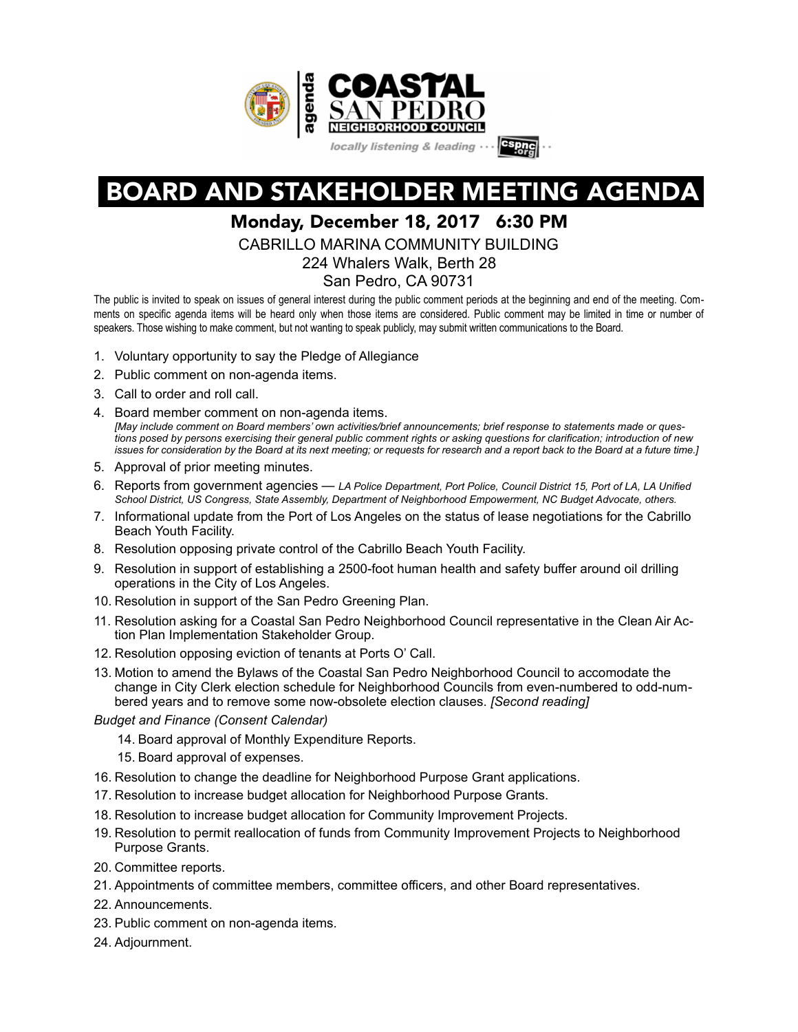agenda

# COASTAL SAN PEDRO NEIGHBORHOOD COUNCIL

*locally listening & leading ··· cspnc.org ··*

# BOARD AND STAKEHOLDER MEETING AGENDA

## Monday, December 18, 2017 6:30 PM

CABRILLO MARINA COMMUNITY BUILDING
224 Whalers Walk, Berth 28
San Pedro, CA 90731

The public is invited to speak on issues of general interest during the public comment periods at the beginning and end of the meeting. Comments on specific agenda items will be heard only when those items are considered. Public comment may be limited in time or number of speakers. Those wishing to make comment, but not wanting to speak publicly, may submit written communications to the Board.

1. Voluntary opportunity to say the Pledge of Allegiance
2. Public comment on non-agenda items.
3. Call to order and roll call.
4. Board member comment on non-agenda items.
   *[May include comment on Board members' own activities/brief announcements; brief response to statements made or questions posed by persons exercising their general public comment rights or asking questions for clarification; introduction of new issues for consideration by the Board at its next meeting; or requests for research and a report back to the Board at a future time.]*
5. Approval of prior meeting minutes.
6. Reports from government agencies — *LA Police Department, Port Police, Council District 15, Port of LA, LA Unified School District, US Congress, State Assembly, Department of Neighborhood Empowerment, NC Budget Advocate, others.*
7. Informational update from the Port of Los Angeles on the status of lease negotiations for the Cabrillo Beach Youth Facility.
8. Resolution opposing private control of the Cabrillo Beach Youth Facility.
9. Resolution in support of establishing a 2500-foot human health and safety buffer around oil drilling operations in the City of Los Angeles.
10. Resolution in support of the San Pedro Greening Plan.
11. Resolution asking for a Coastal San Pedro Neighborhood Council representative in the Clean Air Action Plan Implementation Stakeholder Group.
12. Resolution opposing eviction of tenants at Ports O' Call.
13. Motion to amend the Bylaws of the Coastal San Pedro Neighborhood Council to accomodate the change in City Clerk election schedule for Neighborhood Councils from even-numbered to odd-numbered years and to remove some now-obsolete election clauses. *[Second reading]*

*Budget and Finance (Consent Calendar)*

14. Board approval of Monthly Expenditure Reports.
15. Board approval of expenses.
16. Resolution to change the deadline for Neighborhood Purpose Grant applications.
17. Resolution to increase budget allocation for Neighborhood Purpose Grants.
18. Resolution to increase budget allocation for Community Improvement Projects.
19. Resolution to permit reallocation of funds from Community Improvement Projects to Neighborhood Purpose Grants.
20. Committee reports.
21. Appointments of committee members, committee officers, and other Board representatives.
22. Announcements.
23. Public comment on non-agenda items.
24. Adjournment.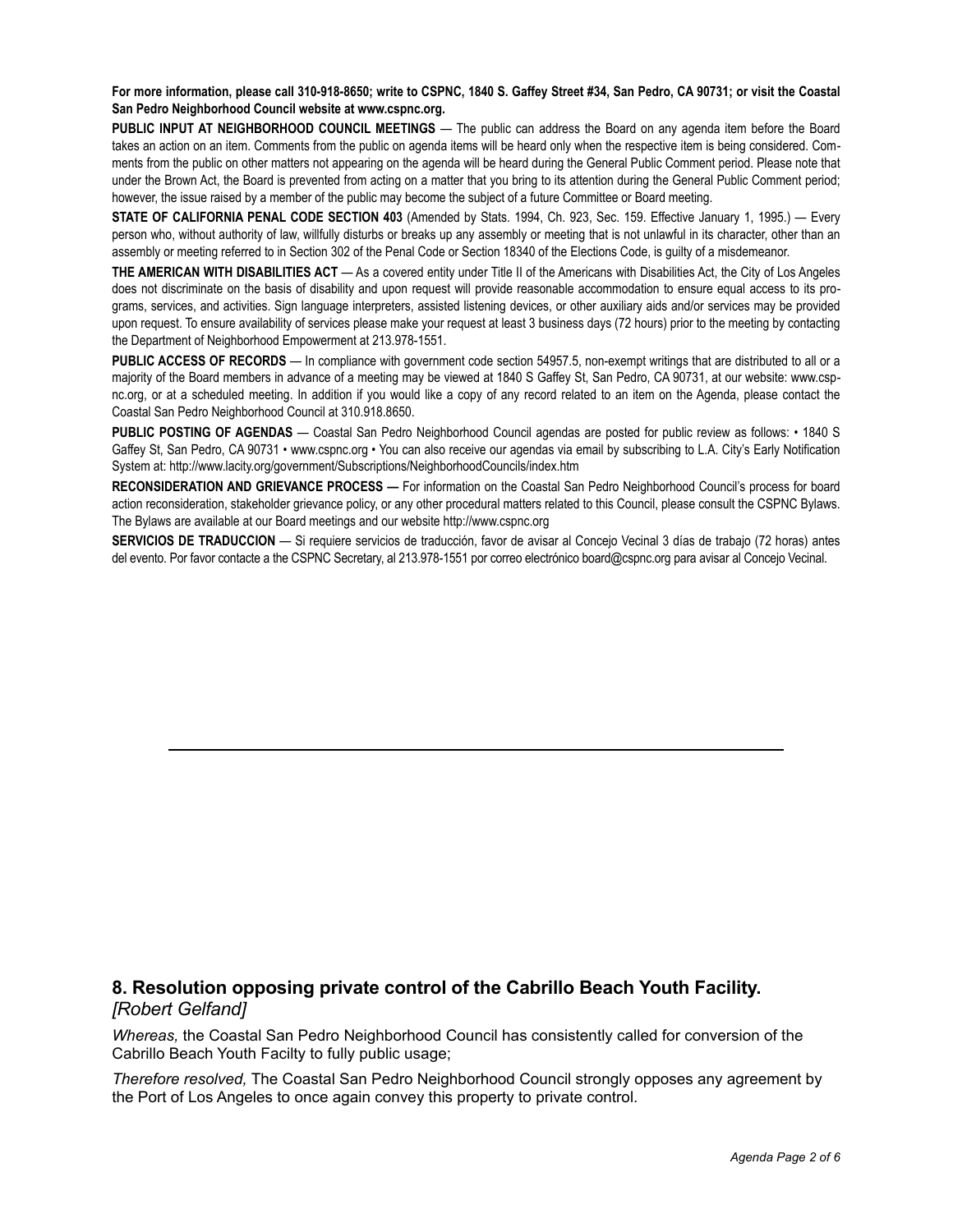**For more information, please call 310-918-8650; write to CSPNC, 1840 S. Gaffey Street #34, San Pedro, CA 90731; or visit the Coastal San Pedro Neighborhood Council website at www.cspnc.org.**

**PUBLIC INPUT AT NEIGHBORHOOD COUNCIL MEETINGS** — The public can address the Board on any agenda item before the Board takes an action on an item. Comments from the public on agenda items will be heard only when the respective item is being considered. Comments from the public on other matters not appearing on the agenda will be heard during the General Public Comment period. Please note that under the Brown Act, the Board is prevented from acting on a matter that you bring to its attention during the General Public Comment period; however, the issue raised by a member of the public may become the subject of a future Committee or Board meeting.

**STATE OF CALIFORNIA PENAL CODE SECTION 403** (Amended by Stats. 1994, Ch. 923, Sec. 159. Effective January 1, 1995.) — Every person who, without authority of law, willfully disturbs or breaks up any assembly or meeting that is not unlawful in its character, other than an assembly or meeting referred to in Section 302 of the Penal Code or Section 18340 of the Elections Code, is guilty of a misdemeanor.

**THE AMERICAN WITH DISABILITIES ACT** — As a covered entity under Title II of the Americans with Disabilities Act, the City of Los Angeles does not discriminate on the basis of disability and upon request will provide reasonable accommodation to ensure equal access to its programs, services, and activities. Sign language interpreters, assisted listening devices, or other auxiliary aids and/or services may be provided upon request. To ensure availability of services please make your request at least 3 business days (72 hours) prior to the meeting by contacting the Department of Neighborhood Empowerment at 213.978-1551.

**PUBLIC ACCESS OF RECORDS** — In compliance with government code section 54957.5, non-exempt writings that are distributed to all or a majority of the Board members in advance of a meeting may be viewed at 1840 S Gaffey St, San Pedro, CA 90731, at our website: www.cspnc.org, or at a scheduled meeting. In addition if you would like a copy of any record related to an item on the Agenda, please contact the Coastal San Pedro Neighborhood Council at 310.918.8650.

**PUBLIC POSTING OF AGENDAS** — Coastal San Pedro Neighborhood Council agendas are posted for public review as follows: • 1840 S Gaffey St, San Pedro, CA 90731 • www.cspnc.org • You can also receive our agendas via email by subscribing to L.A. City's Early Notification System at: http://www.lacity.org/government/Subscriptions/NeighborhoodCouncils/index.htm

**RECONSIDERATION AND GRIEVANCE PROCESS —** For information on the Coastal San Pedro Neighborhood Council's process for board action reconsideration, stakeholder grievance policy, or any other procedural matters related to this Council, please consult the CSPNC Bylaws. The Bylaws are available at our Board meetings and our website http://www.cspnc.org

**SERVICIOS DE TRADUCCION** — Si requiere servicios de traducción, favor de avisar al Concejo Vecinal 3 días de trabajo (72 horas) antes del evento. Por favor contacte a the CSPNC Secretary, al 213.978-1551 por correo electrónico board@cspnc.org para avisar al Concejo Vecinal.

---

### 8. Resolution opposing private control of the Cabrillo Beach Youth Facility.
*[Robert Gelfand]*

*Whereas,* the Coastal San Pedro Neighborhood Council has consistently called for conversion of the Cabrillo Beach Youth Facilty to fully public usage;

*Therefore resolved,* The Coastal San Pedro Neighborhood Council strongly opposes any agreement by the Port of Los Angeles to once again convey this property to private control.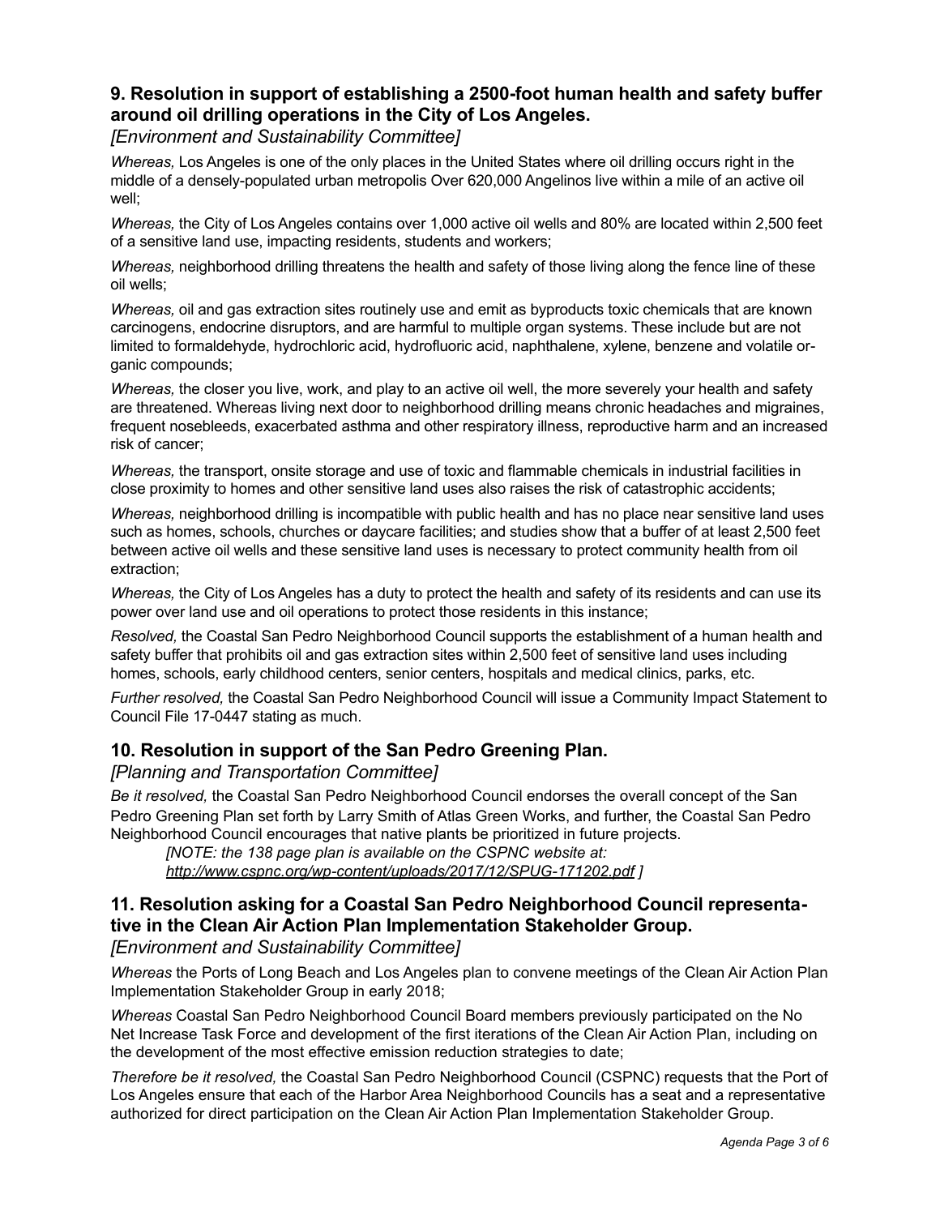### 9. Resolution in support of establishing a 2500-foot human health and safety buffer around oil drilling operations in the City of Los Angeles.

*[Environment and Sustainability Committee]*

*Whereas,* Los Angeles is one of the only places in the United States where oil drilling occurs right in the middle of a densely-populated urban metropolis Over 620,000 Angelinos live within a mile of an active oil well;

*Whereas,* the City of Los Angeles contains over 1,000 active oil wells and 80% are located within 2,500 feet of a sensitive land use, impacting residents, students and workers;

*Whereas,* neighborhood drilling threatens the health and safety of those living along the fence line of these oil wells;

*Whereas,* oil and gas extraction sites routinely use and emit as byproducts toxic chemicals that are known carcinogens, endocrine disruptors, and are harmful to multiple organ systems. These include but are not limited to formaldehyde, hydrochloric acid, hydrofluoric acid, naphthalene, xylene, benzene and volatile organic compounds;

*Whereas,* the closer you live, work, and play to an active oil well, the more severely your health and safety are threatened. Whereas living next door to neighborhood drilling means chronic headaches and migraines, frequent nosebleeds, exacerbated asthma and other respiratory illness, reproductive harm and an increased risk of cancer;

*Whereas,* the transport, onsite storage and use of toxic and flammable chemicals in industrial facilities in close proximity to homes and other sensitive land uses also raises the risk of catastrophic accidents;

*Whereas,* neighborhood drilling is incompatible with public health and has no place near sensitive land uses such as homes, schools, churches or daycare facilities; and studies show that a buffer of at least 2,500 feet between active oil wells and these sensitive land uses is necessary to protect community health from oil extraction;

*Whereas,* the City of Los Angeles has a duty to protect the health and safety of its residents and can use its power over land use and oil operations to protect those residents in this instance;

*Resolved,* the Coastal San Pedro Neighborhood Council supports the establishment of a human health and safety buffer that prohibits oil and gas extraction sites within 2,500 feet of sensitive land uses including homes, schools, early childhood centers, senior centers, hospitals and medical clinics, parks, etc.

*Further resolved,* the Coastal San Pedro Neighborhood Council will issue a Community Impact Statement to Council File 17-0447 stating as much.

### 10. Resolution in support of the San Pedro Greening Plan.

*[Planning and Transportation Committee]*

*Be it resolved,* the Coastal San Pedro Neighborhood Council endorses the overall concept of the San Pedro Greening Plan set forth by Larry Smith of Atlas Green Works, and further, the Coastal San Pedro Neighborhood Council encourages that native plants be prioritized in future projects.

> *[NOTE: the 138 page plan is available on the CSPNC website at: http://www.cspnc.org/wp-content/uploads/2017/12/SPUG-171202.pdf ]*

### 11. Resolution asking for a Coastal San Pedro Neighborhood Council representative in the Clean Air Action Plan Implementation Stakeholder Group.

*[Environment and Sustainability Committee]*

*Whereas* the Ports of Long Beach and Los Angeles plan to convene meetings of the Clean Air Action Plan Implementation Stakeholder Group in early 2018;

*Whereas* Coastal San Pedro Neighborhood Council Board members previously participated on the No Net Increase Task Force and development of the first iterations of the Clean Air Action Plan, including on the development of the most effective emission reduction strategies to date;

*Therefore be it resolved,* the Coastal San Pedro Neighborhood Council (CSPNC) requests that the Port of Los Angeles ensure that each of the Harbor Area Neighborhood Councils has a seat and a representative authorized for direct participation on the Clean Air Action Plan Implementation Stakeholder Group.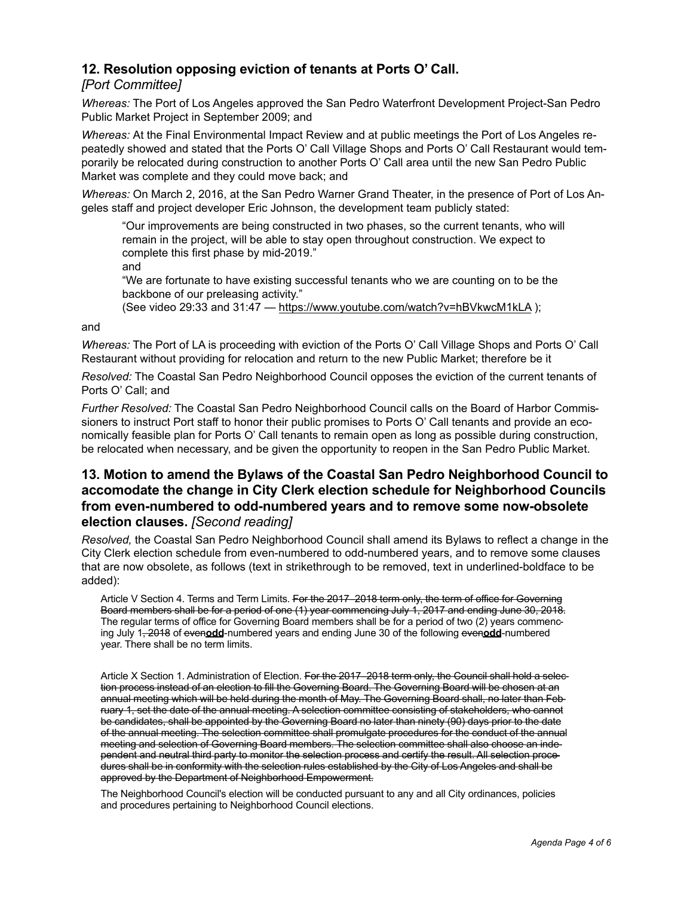## 12. Resolution opposing eviction of tenants at Ports O' Call.

*[Port Committee]*

*Whereas:* The Port of Los Angeles approved the San Pedro Waterfront Development Project-San Pedro Public Market Project in September 2009; and

*Whereas:* At the Final Environmental Impact Review and at public meetings the Port of Los Angeles repeatedly showed and stated that the Ports O' Call Village Shops and Ports O' Call Restaurant would temporarily be relocated during construction to another Ports O' Call area until the new San Pedro Public Market was complete and they could move back; and

*Whereas:* On March 2, 2016, at the San Pedro Warner Grand Theater, in the presence of Port of Los Angeles staff and project developer Eric Johnson, the development team publicly stated:

> "Our improvements are being constructed in two phases, so the current tenants, who will remain in the project, will be able to stay open throughout construction. We expect to complete this first phase by mid-2019."
>
> and
>
> "We are fortunate to have existing successful tenants who we are counting on to be the backbone of our preleasing activity."
>
> (See video 29:33 and 31:47 — https://www.youtube.com/watch?v=hBVkwcM1kLA );

and

*Whereas:* The Port of LA is proceeding with eviction of the Ports O' Call Village Shops and Ports O' Call Restaurant without providing for relocation and return to the new Public Market; therefore be it

*Resolved:* The Coastal San Pedro Neighborhood Council opposes the eviction of the current tenants of Ports O' Call; and

*Further Resolved:* The Coastal San Pedro Neighborhood Council calls on the Board of Harbor Commissioners to instruct Port staff to honor their public promises to Ports O' Call tenants and provide an economically feasible plan for Ports O' Call tenants to remain open as long as possible during construction, be relocated when necessary, and be given the opportunity to reopen in the San Pedro Public Market.

## 13. Motion to amend the Bylaws of the Coastal San Pedro Neighborhood Council to accomodate the change in City Clerk election schedule for Neighborhood Councils from even-numbered to odd-numbered years and to remove some now-obsolete election clauses. *[Second reading]*

*Resolved,* the Coastal San Pedro Neighborhood Council shall amend its Bylaws to reflect a change in the City Clerk election schedule from even-numbered to odd-numbered years, and to remove some clauses that are now obsolete, as follows (text in strikethrough to be removed, text in underlined-boldface to be added):

> Article V Section 4. Terms and Term Limits. ~~For the 2017–2018 term only, the term of office for Governing Board members shall be for a period of one (1) year commencing July 1, 2017 and ending June 30, 2018.~~ The regular terms of office for Governing Board members shall be for a period of two (2) years commencing July 1~~, 2018~~ of ~~even~~<u>**odd**</u>-numbered years and ending June 30 of the following ~~even~~<u>**odd**</u>-numbered year. There shall be no term limits.
>
> Article X Section 1. Administration of Election. ~~For the 2017–2018 term only, the Council shall hold a selection process instead of an election to fill the Governing Board. The Governing Board will be chosen at an annual meeting which will be held during the month of May. The Governing Board shall, no later than February 1, set the date of the annual meeting. A selection committee consisting of stakeholders, who cannot be candidates, shall be appointed by the Governing Board no later than ninety (90) days prior to the date of the annual meeting. The selection committee shall promulgate procedures for the conduct of the annual meeting and selection of Governing Board members. The selection committee shall also choose an independent and neutral third party to monitor the selection process and certify the result. All selection procedures shall be in conformity with the selection rules established by the City of Los Angeles and shall be approved by the Department of Neighborhood Empowerment.~~
>
> The Neighborhood Council's election will be conducted pursuant to any and all City ordinances, policies and procedures pertaining to Neighborhood Council elections.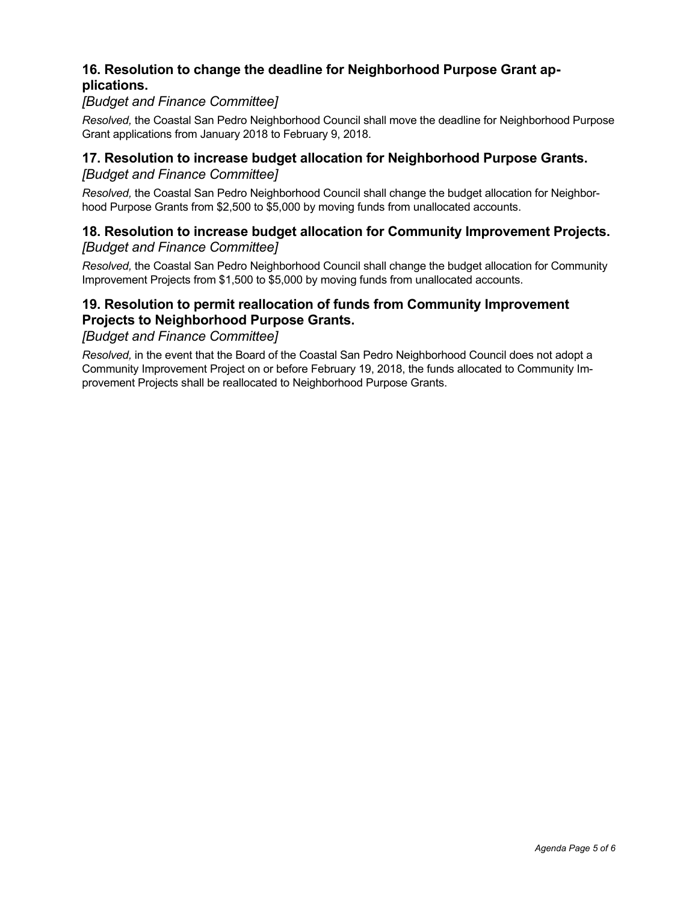### 16. Resolution to change the deadline for Neighborhood Purpose Grant applications.

*[Budget and Finance Committee]*

*Resolved,* the Coastal San Pedro Neighborhood Council shall move the deadline for Neighborhood Purpose Grant applications from January 2018 to February 9, 2018.

### 17. Resolution to increase budget allocation for Neighborhood Purpose Grants.

*[Budget and Finance Committee]*

*Resolved,* the Coastal San Pedro Neighborhood Council shall change the budget allocation for Neighborhood Purpose Grants from $2,500 to $5,000 by moving funds from unallocated accounts.

### 18. Resolution to increase budget allocation for Community Improvement Projects.

*[Budget and Finance Committee]*

*Resolved,* the Coastal San Pedro Neighborhood Council shall change the budget allocation for Community Improvement Projects from $1,500 to $5,000 by moving funds from unallocated accounts.

### 19. Resolution to permit reallocation of funds from Community Improvement Projects to Neighborhood Purpose Grants.

*[Budget and Finance Committee]*

*Resolved,* in the event that the Board of the Coastal San Pedro Neighborhood Council does not adopt a Community Improvement Project on or before February 19, 2018, the funds allocated to Community Improvement Projects shall be reallocated to Neighborhood Purpose Grants.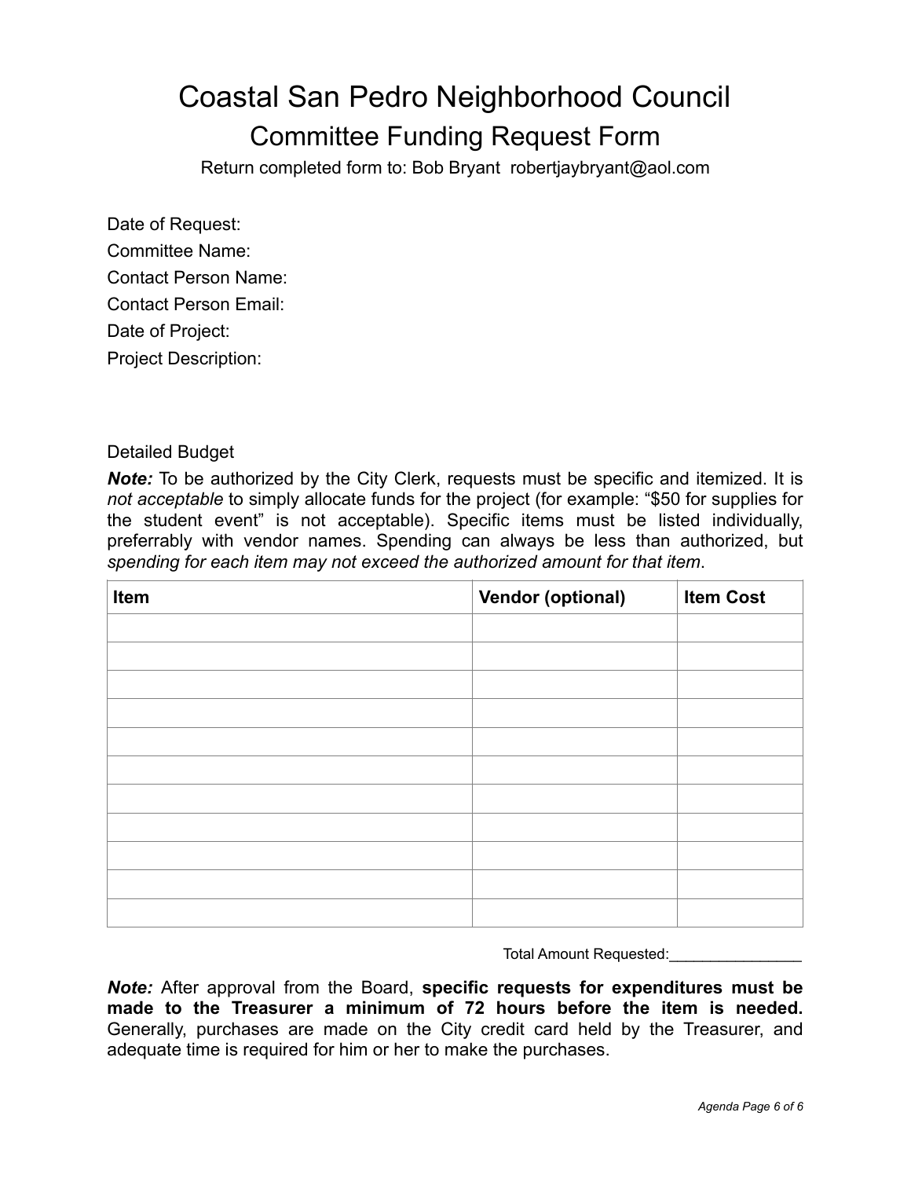# Coastal San Pedro Neighborhood Council

## Committee Funding Request Form

Return completed form to: Bob Bryant robertjaybryant@aol.com

Date of Request:

Committee Name:

Contact Person Name:

Contact Person Email:

Date of Project:

Project Description:

Detailed Budget

***Note:*** To be authorized by the City Clerk, requests must be specific and itemized. It is *not acceptable* to simply allocate funds for the project (for example: "$50 for supplies for the student event" is not acceptable). Specific items must be listed individually, preferrably with vendor names. Spending can always be less than authorized, but *spending for each item may not exceed the authorized amount for that item*.

| Item | Vendor (optional) | Item Cost |
|---|---|---|
| | | |
| | | |
| | | |
| | | |
| | | |
| | | |
| | | |
| | | |
| | | |
| | | |
| | | |

Total Amount Requested:________________

***Note:*** After approval from the Board, **specific requests for expenditures must be made to the Treasurer a minimum of 72 hours before the item is needed.** Generally, purchases are made on the City credit card held by the Treasurer, and adequate time is required for him or her to make the purchases.